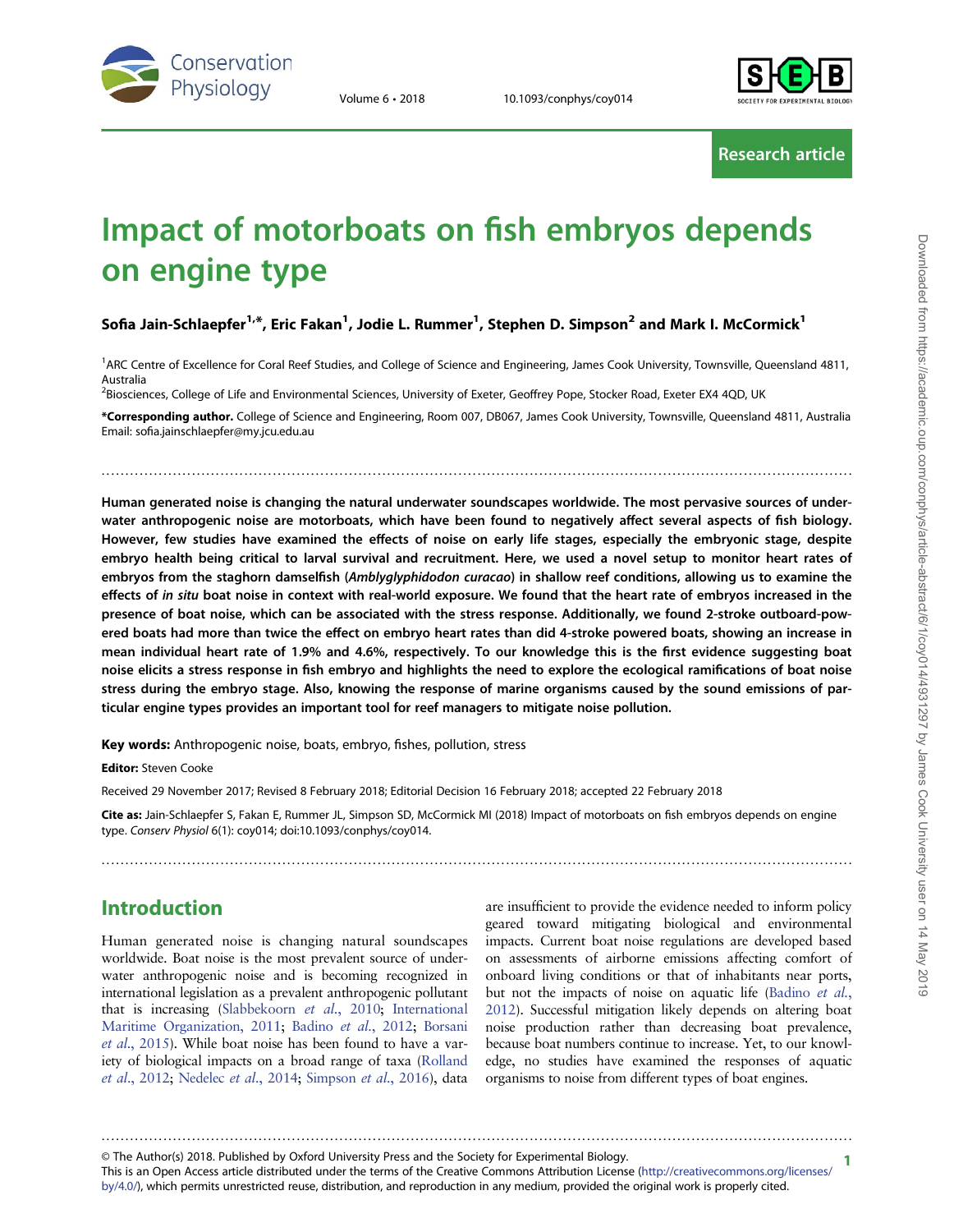Research article

# Impact of motorboats on fish embryos depends on engine type

**Sofia Jain-Schlaepfer[1,*], Eric Fakan[1], Jodie L. Rummer[1], Stephen D. Simpson[2] and Mark I. McCormick[1]**

[1]ARC Centre of Excellence for Coral Reef Studies, and College of Science and Engineering, James Cook University, Townsville, Queensland 4811, Australia

[2]Biosciences, College of Life and Environmental Sciences, University of Exeter, Geoffrey Pope, Stocker Road, Exeter EX4 4QD, UK

***Corresponding author.** College of Science and Engineering, Room 007, DB067, James Cook University, Townsville, Queensland 4811, Australia Email: sofia.jainschlaepfer@my.jcu.edu.au

**Human generated noise is changing the natural underwater soundscapes worldwide. The most pervasive sources of underwater anthropogenic noise are motorboats, which have been found to negatively affect several aspects of fish biology. However, few studies have examined the effects of noise on early life stages, especially the embryonic stage, despite embryo health being critical to larval survival and recruitment. Here, we used a novel setup to monitor heart rates of embryos from the staghorn damselfish (*Amblyglyphidodon curacao*) in shallow reef conditions, allowing us to examine the effects of *in situ* boat noise in context with real-world exposure. We found that the heart rate of embryos increased in the presence of boat noise, which can be associated with the stress response. Additionally, we found 2-stroke outboard-powered boats had more than twice the effect on embryo heart rates than did 4-stroke powered boats, showing an increase in mean individual heart rate of 1.9% and 4.6%, respectively. To our knowledge this is the first evidence suggesting boat noise elicits a stress response in fish embryo and highlights the need to explore the ecological ramifications of boat noise stress during the embryo stage. Also, knowing the response of marine organisms caused by the sound emissions of particular engine types provides an important tool for reef managers to mitigate noise pollution.**

**Key words:** Anthropogenic noise, boats, embryo, fishes, pollution, stress

**Editor:** Steven Cooke

Received 29 November 2017; Revised 8 February 2018; Editorial Decision 16 February 2018; accepted 22 February 2018

**Cite as:** Jain-Schlaepfer S, Fakan E, Rummer JL, Simpson SD, McCormick MI (2018) Impact of motorboats on fish embryos depends on engine type. *Conserv Physiol* 6(1): coy014; doi:10.1093/conphys/coy014.

## Introduction

Human generated noise is changing natural soundscapes worldwide. Boat noise is the most prevalent source of underwater anthropogenic noise and is becoming recognized in international legislation as a prevalent anthropogenic pollutant that is increasing (Slabbekoorn *et al.*, 2010; International Maritime Organization, 2011; Badino *et al.*, 2012; Borsani *et al.*, 2015). While boat noise has been found to have a variety of biological impacts on a broad range of taxa (Rolland *et al.*, 2012; Nedelec *et al.*, 2014; Simpson *et al.*, 2016), data are insufficient to provide the evidence needed to inform policy geared toward mitigating biological and environmental impacts. Current boat noise regulations are developed based on assessments of airborne emissions affecting comfort of onboard living conditions or that of inhabitants near ports, but not the impacts of noise on aquatic life (Badino *et al.*, 2012). Successful mitigation likely depends on altering boat noise production rather than decreasing boat prevalence, because boat numbers continue to increase. Yet, to our knowledge, no studies have examined the responses of aquatic organisms to noise from different types of boat engines.

© The Author(s) 2018. Published by Oxford University Press and the Society for Experimental Biology.
This is an Open Access article distributed under the terms of the Creative Commons Attribution License (http://creativecommons.org/licenses/by/4.0/), which permits unrestricted reuse, distribution, and reproduction in any medium, provided the original work is properly cited.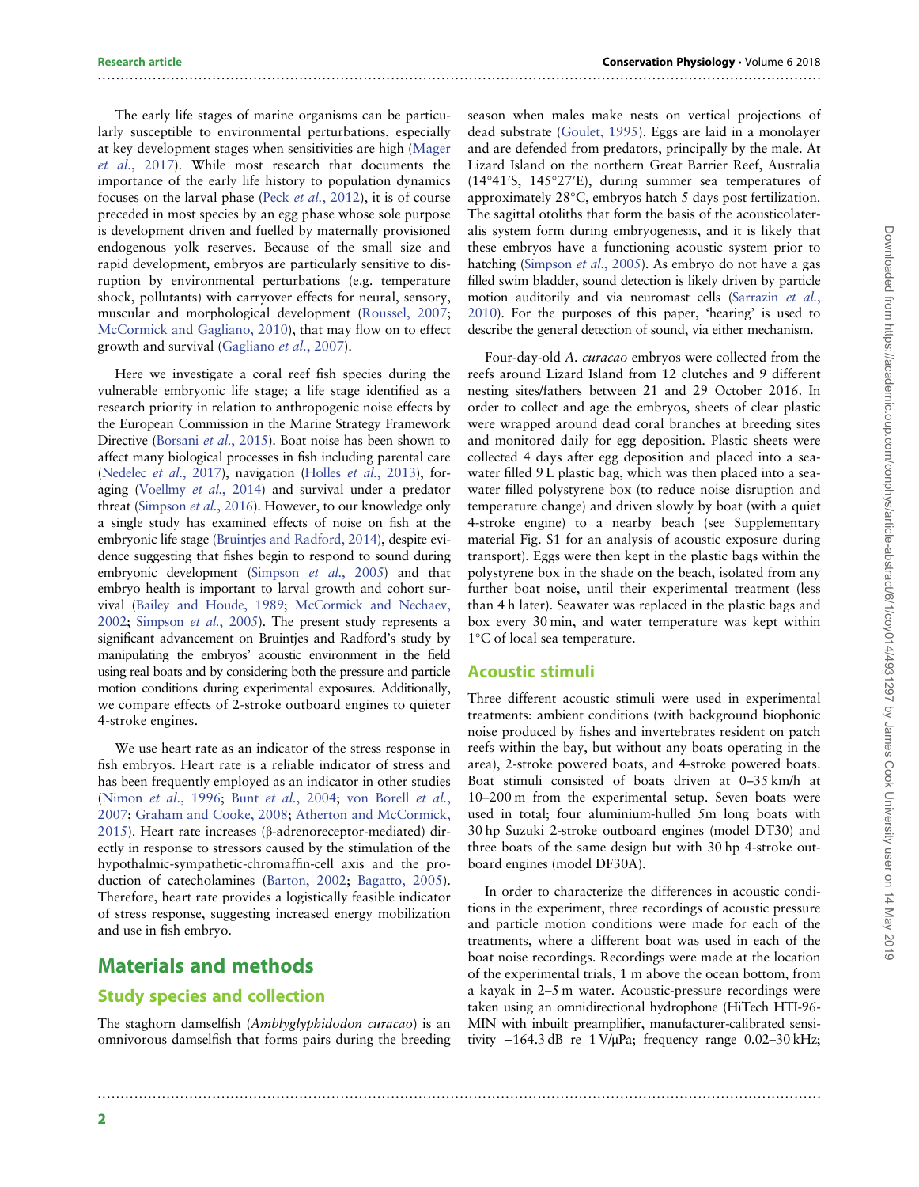The early life stages of marine organisms can be particularly susceptible to environmental perturbations, especially at key development stages when sensitivities are high (Mager *et al.*, 2017). While most research that documents the importance of the early life history to population dynamics focuses on the larval phase (Peck *et al.*, 2012), it is of course preceded in most species by an egg phase whose sole purpose is development driven and fuelled by maternally provisioned endogenous yolk reserves. Because of the small size and rapid development, embryos are particularly sensitive to disruption by environmental perturbations (e.g. temperature shock, pollutants) with carryover effects for neural, sensory, muscular and morphological development (Roussel, 2007; McCormick and Gagliano, 2010), that may flow on to effect growth and survival (Gagliano *et al.*, 2007).

Here we investigate a coral reef fish species during the vulnerable embryonic life stage; a life stage identified as a research priority in relation to anthropogenic noise effects by the European Commission in the Marine Strategy Framework Directive (Borsani *et al.*, 2015). Boat noise has been shown to affect many biological processes in fish including parental care (Nedelec *et al.*, 2017), navigation (Holles *et al.*, 2013), foraging (Voellmy *et al.*, 2014) and survival under a predator threat (Simpson *et al.*, 2016). However, to our knowledge only a single study has examined effects of noise on fish at the embryonic life stage (Bruintjes and Radford, 2014), despite evidence suggesting that fishes begin to respond to sound during embryonic development (Simpson *et al.*, 2005) and that embryo health is important to larval growth and cohort survival (Bailey and Houde, 1989; McCormick and Nechaev, 2002; Simpson *et al.*, 2005). The present study represents a significant advancement on Bruintjes and Radford's study by manipulating the embryos' acoustic environment in the field using real boats and by considering both the pressure and particle motion conditions during experimental exposures. Additionally, we compare effects of 2-stroke outboard engines to quieter 4-stroke engines.

We use heart rate as an indicator of the stress response in fish embryos. Heart rate is a reliable indicator of stress and has been frequently employed as an indicator in other studies (Nimon *et al.*, 1996; Bunt *et al.*, 2004; von Borell *et al.*, 2007; Graham and Cooke, 2008; Atherton and McCormick, 2015). Heart rate increases (β-adrenoreceptor-mediated) directly in response to stressors caused by the stimulation of the hypothalmic-sympathetic-chromaffin-cell axis and the production of catecholamines (Barton, 2002; Bagatto, 2005). Therefore, heart rate provides a logistically feasible indicator of stress response, suggesting increased energy mobilization and use in fish embryo.

# Materials and methods

## Study species and collection

The staghorn damselfish (*Amblyglyphidodon curacao*) is an omnivorous damselfish that forms pairs during the breeding season when males make nests on vertical projections of dead substrate (Goulet, 1995). Eggs are laid in a monolayer and are defended from predators, principally by the male. At Lizard Island on the northern Great Barrier Reef, Australia (14°41′S, 145°27′E), during summer sea temperatures of approximately 28°C, embryos hatch 5 days post fertilization. The sagittal otoliths that form the basis of the acousticolateralis system form during embryogenesis, and it is likely that these embryos have a functioning acoustic system prior to hatching (Simpson *et al.*, 2005). As embryo do not have a gas filled swim bladder, sound detection is likely driven by particle motion auditorily and via neuromast cells (Sarrazin *et al.*, 2010). For the purposes of this paper, 'hearing' is used to describe the general detection of sound, via either mechanism.

Four-day-old *A. curacao* embryos were collected from the reefs around Lizard Island from 12 clutches and 9 different nesting sites/fathers between 21 and 29 October 2016. In order to collect and age the embryos, sheets of clear plastic were wrapped around dead coral branches at breeding sites and monitored daily for egg deposition. Plastic sheets were collected 4 days after egg deposition and placed into a seawater filled 9 L plastic bag, which was then placed into a seawater filled polystyrene box (to reduce noise disruption and temperature change) and driven slowly by boat (with a quiet 4-stroke engine) to a nearby beach (see Supplementary material Fig. S1 for an analysis of acoustic exposure during transport). Eggs were then kept in the plastic bags within the polystyrene box in the shade on the beach, isolated from any further boat noise, until their experimental treatment (less than 4 h later). Seawater was replaced in the plastic bags and box every 30 min, and water temperature was kept within 1°C of local sea temperature.

## Acoustic stimuli

Three different acoustic stimuli were used in experimental treatments: ambient conditions (with background biophonic noise produced by fishes and invertebrates resident on patch reefs within the bay, but without any boats operating in the area), 2-stroke powered boats, and 4-stroke powered boats. Boat stimuli consisted of boats driven at 0–35 km/h at 10–200 m from the experimental setup. Seven boats were used in total; four aluminium-hulled 5m long boats with 30 hp Suzuki 2-stroke outboard engines (model DT30) and three boats of the same design but with 30 hp 4-stroke outboard engines (model DF30A).

In order to characterize the differences in acoustic conditions in the experiment, three recordings of acoustic pressure and particle motion conditions were made for each of the treatments, where a different boat was used in each of the boat noise recordings. Recordings were made at the location of the experimental trials, 1 m above the ocean bottom, from a kayak in 2–5 m water. Acoustic-pressure recordings were taken using an omnidirectional hydrophone (HiTech HTI-96-MIN with inbuilt preamplifier, manufacturer-calibrated sensitivity −164.3 dB re 1 V/μPa; frequency range 0.02–30 kHz;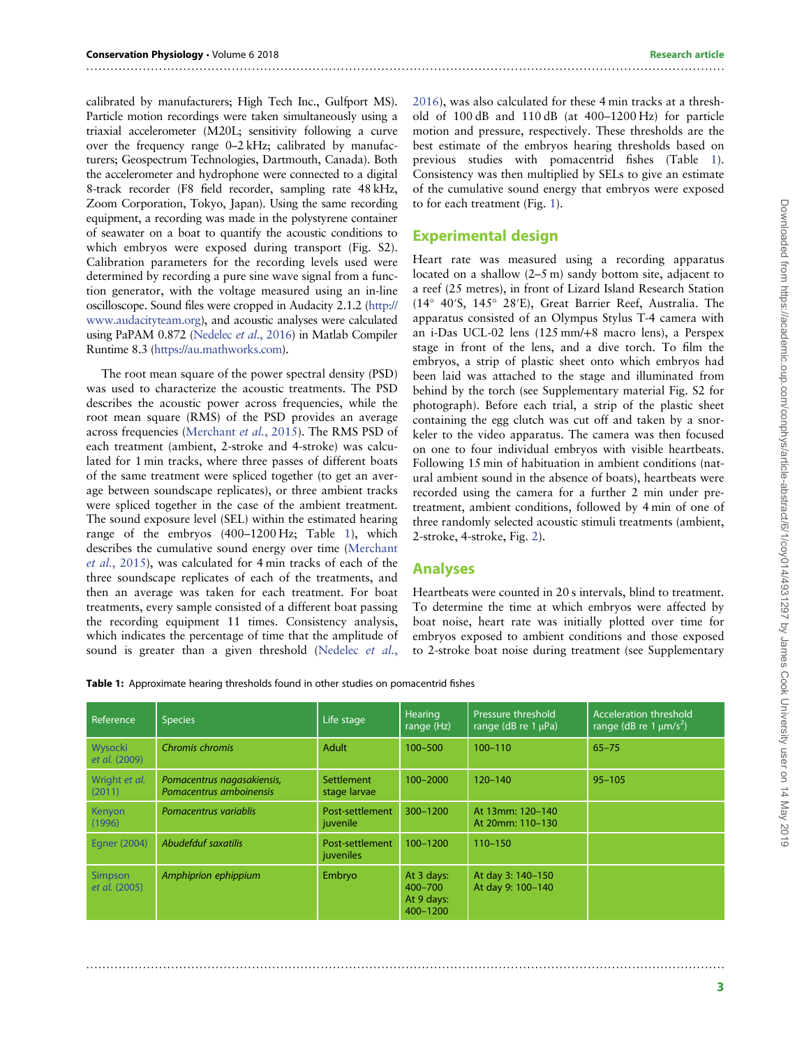calibrated by manufacturers; High Tech Inc., Gulfport MS). Particle motion recordings were taken simultaneously using a triaxial accelerometer (M20L; sensitivity following a curve over the frequency range 0–2 kHz; calibrated by manufacturers; Geospectrum Technologies, Dartmouth, Canada). Both the accelerometer and hydrophone were connected to a digital 8-track recorder (F8 field recorder, sampling rate 48 kHz, Zoom Corporation, Tokyo, Japan). Using the same recording equipment, a recording was made in the polystyrene container of seawater on a boat to quantify the acoustic conditions to which embryos were exposed during transport (Fig. S2). Calibration parameters for the recording levels used were determined by recording a pure sine wave signal from a function generator, with the voltage measured using an in-line oscilloscope. Sound files were cropped in Audacity 2.1.2 (http://www.audacityteam.org), and acoustic analyses were calculated using PaPAM 0.872 (Nedelec *et al.*, 2016) in Matlab Compiler Runtime 8.3 (https://au.mathworks.com).

The root mean square of the power spectral density (PSD) was used to characterize the acoustic treatments. The PSD describes the acoustic power across frequencies, while the root mean square (RMS) of the PSD provides an average across frequencies (Merchant *et al.*, 2015). The RMS PSD of each treatment (ambient, 2-stroke and 4-stroke) was calculated for 1 min tracks, where three passes of different boats of the same treatment were spliced together (to get an average between soundscape replicates), or three ambient tracks were spliced together in the case of the ambient treatment. The sound exposure level (SEL) within the estimated hearing range of the embryos (400–1200 Hz; Table 1), which describes the cumulative sound energy over time (Merchant *et al.*, 2015), was calculated for 4 min tracks of each of the three soundscape replicates of each of the treatments, and then an average was taken for each treatment. For boat treatments, every sample consisted of a different boat passing the recording equipment 11 times. Consistency analysis, which indicates the percentage of time that the amplitude of sound is greater than a given threshold (Nedelec *et al.*, 2016), was also calculated for these 4 min tracks at a threshold of 100 dB and 110 dB (at 400–1200 Hz) for particle motion and pressure, respectively. These thresholds are the best estimate of the embryos hearing thresholds based on previous studies with pomacentrid fishes (Table 1). Consistency was then multiplied by SELs to give an estimate of the cumulative sound energy that embryos were exposed to for each treatment (Fig. 1).

## Experimental design

Heart rate was measured using a recording apparatus located on a shallow (2–5 m) sandy bottom site, adjacent to a reef (25 metres), in front of Lizard Island Research Station (14° 40′S, 145° 28′E), Great Barrier Reef, Australia. The apparatus consisted of an Olympus Stylus T-4 camera with an i-Das UCL-02 lens (125 mm/+8 macro lens), a Perspex stage in front of the lens, and a dive torch. To film the embryos, a strip of plastic sheet onto which embryos had been laid was attached to the stage and illuminated from behind by the torch (see Supplementary material Fig. S2 for photograph). Before each trial, a strip of the plastic sheet containing the egg clutch was cut off and taken by a snorkeler to the video apparatus. The camera was then focused on one to four individual embryos with visible heartbeats. Following 15 min of habituation in ambient conditions (natural ambient sound in the absence of boats), heartbeats were recorded using the camera for a further 2 min under pre-treatment, ambient conditions, followed by 4 min of one of three randomly selected acoustic stimuli treatments (ambient, 2-stroke, 4-stroke, Fig. 2).

## Analyses

Heartbeats were counted in 20 s intervals, blind to treatment. To determine the time at which embryos were affected by boat noise, heart rate was initially plotted over time for embryos exposed to ambient conditions and those exposed to 2-stroke boat noise during treatment (see Supplementary

**Table 1:** Approximate hearing thresholds found in other studies on pomacentrid fishes

| Reference | Species | Life stage | Hearing range (Hz) | Pressure threshold range (dB re 1 μPa) | Acceleration threshold range (dB re 1 μm/s$^2$) |
|---|---|---|---|---|---|
| Wysocki *et al.* (2009) | *Chromis chromis* | Adult | 100–500 | 100–110 | 65–75 |
| Wright *et al.* (2011) | *Pomacentrus nagasakiensis*, *Pomacentrus amboinensis* | Settlement stage larvae | 100–2000 | 120–140 | 95–105 |
| Kenyon (1996) | *Pomacentrus variabilis* | Post-settlement juvenile | 300–1200 | At 13mm: 120–140<br>At 20mm: 110–130 | |
| Egner (2004) | *Abudefduf saxatilis* | Post-settlement juveniles | 100–1200 | 110–150 | |
| Simpson *et al.* (2005) | *Amphiprion ephippium* | Embryo | At 3 days: 400–700<br>At 9 days: 400–1200 | At day 3: 140–150<br>At day 9: 100–140 | |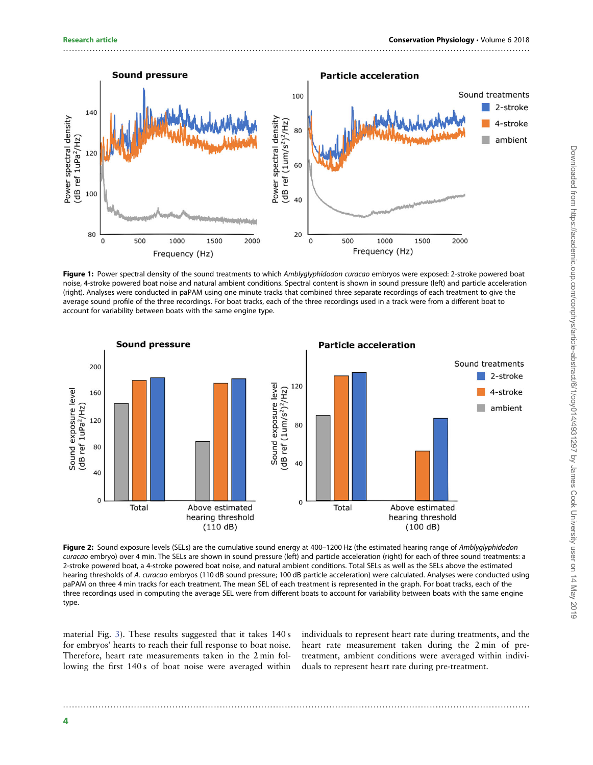**Figure 1:** Power spectral density of the sound treatments to which *Amblyglyphidodon curacao* embryos were exposed: 2-stroke powered boat noise, 4-stroke powered boat noise and natural ambient conditions. Spectral content is shown in sound pressure (left) and particle acceleration (right). Analyses were conducted in paPAM using one minute tracks that combined three separate recordings of each treatment to give the average sound profile of the three recordings. For boat tracks, each of the three recordings used in a track were from a different boat to account for variability between boats with the same engine type.

**Figure 2:** Sound exposure levels (SELs) are the cumulative sound energy at 400–1200 Hz (the estimated hearing range of *Amblyglyphidodon curacao* embryo) over 4 min. The SELs are shown in sound pressure (left) and particle acceleration (right) for each of three sound treatments: a 2-stroke powered boat, a 4-stroke powered boat noise, and natural ambient conditions. Total SELs as well as the SELs above the estimated hearing thresholds of *A. curacao* embryos (110 dB sound pressure; 100 dB particle acceleration) were calculated. Analyses were conducted using paPAM on three 4 min tracks for each treatment. The mean SEL of each treatment is represented in the graph. For boat tracks, each of the three recordings used in computing the average SEL were from different boats to account for variability between boats with the same engine type.

material Fig. 3). These results suggested that it takes 140 s for embryos' hearts to reach their full response to boat noise. Therefore, heart rate measurements taken in the 2 min following the first 140 s of boat noise were averaged within individuals to represent heart rate during treatments, and the heart rate measurement taken during the 2 min of pre-treatment, ambient conditions were averaged within individuals to represent heart rate during pre-treatment.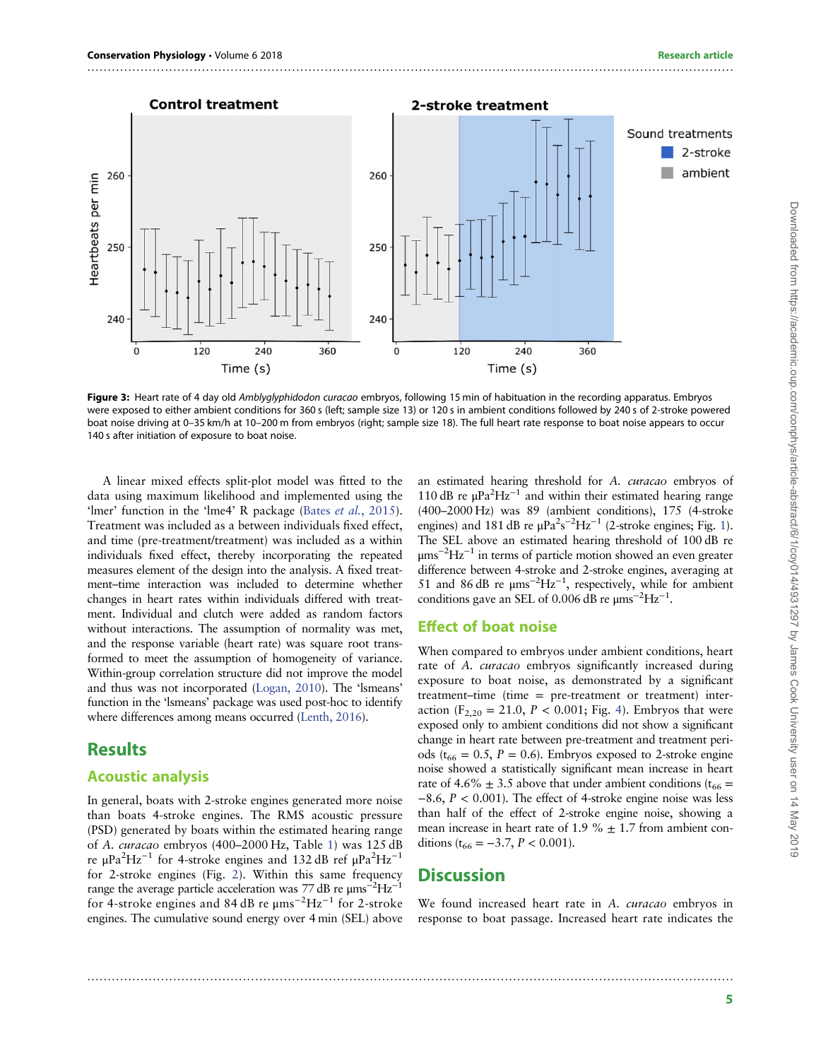**Figure 3:** Heart rate of 4 day old *Amblyglyphidodon curacao* embryos, following 15 min of habituation in the recording apparatus. Embryos were exposed to either ambient conditions for 360 s (left; sample size 13) or 120 s in ambient conditions followed by 240 s of 2-stroke powered boat noise driving at 0–35 km/h at 10–200 m from embryos (right; sample size 18). The full heart rate response to boat noise appears to occur 140 s after initiation of exposure to boat noise.

A linear mixed effects split-plot model was fitted to the data using maximum likelihood and implemented using the 'lmer' function in the 'lme4' R package (Bates *et al.*, 2015). Treatment was included as a between individuals fixed effect, and time (pre-treatment/treatment) was included as a within individuals fixed effect, thereby incorporating the repeated measures element of the design into the analysis. A fixed treatment–time interaction was included to determine whether changes in heart rates within individuals differed with treatment. Individual and clutch were added as random factors without interactions. The assumption of normality was met, and the response variable (heart rate) was square root transformed to meet the assumption of homogeneity of variance. Within-group correlation structure did not improve the model and thus was not incorporated (Logan, 2010). The 'lsmeans' function in the 'lsmeans' package was used post-hoc to identify where differences among means occurred (Lenth, 2016).

## Results

### Acoustic analysis

In general, boats with 2-stroke engines generated more noise than boats 4-stroke engines. The RMS acoustic pressure (PSD) generated by boats within the estimated hearing range of *A. curacao* embryos (400–2000 Hz, Table 1) was 125 dB re $\mu Pa^2Hz^{-1}$ for 4-stroke engines and 132 dB ref $\mu Pa^2Hz^{-1}$ for 2-stroke engines (Fig. 2). Within this same frequency range the average particle acceleration was 77 dB re $\mu ms^{-2}Hz^{-1}$ for 4-stroke engines and 84 dB re $\mu ms^{-2}Hz^{-1}$ for 2-stroke engines. The cumulative sound energy over 4 min (SEL) above an estimated hearing threshold for *A. curacao* embryos of 110 dB re $\mu Pa^2Hz^{-1}$ and within their estimated hearing range (400–2000 Hz) was 89 (ambient conditions), 175 (4-stroke engines) and 181 dB re $\mu Pa^2s^{-2}Hz^{-1}$ (2-stroke engines; Fig. 1). The SEL above an estimated hearing threshold of 100 dB re $\mu ms^{-2}Hz^{-1}$ in terms of particle motion showed an even greater difference between 4-stroke and 2-stroke engines, averaging at 51 and 86 dB re $\mu ms^{-2}Hz^{-1}$, respectively, while for ambient conditions gave an SEL of 0.006 dB re $\mu ms^{-2}Hz^{-1}$.

### Effect of boat noise

When compared to embryos under ambient conditions, heart rate of *A. curacao* embryos significantly increased during exposure to boat noise, as demonstrated by a significant treatment–time (time = pre-treatment or treatment) interaction ($F_{2,20} = 21.0$, $P < 0.001$; Fig. 4). Embryos that were exposed only to ambient conditions did not show a significant change in heart rate between pre-treatment and treatment periods ($t_{66} = 0.5$, $P = 0.6$). Embryos exposed to 2-stroke engine noise showed a statistically significant mean increase in heart rate of 4.6% ± 3.5 above that under ambient conditions ($t_{66} = -8.6$, $P < 0.001$). The effect of 4-stroke engine noise was less than half of the effect of 2-stroke engine noise, showing a mean increase in heart rate of 1.9 % ± 1.7 from ambient conditions ($t_{66} = -3.7$, $P < 0.001$).

## Discussion

We found increased heart rate in *A. curacao* embryos in response to boat passage. Increased heart rate indicates the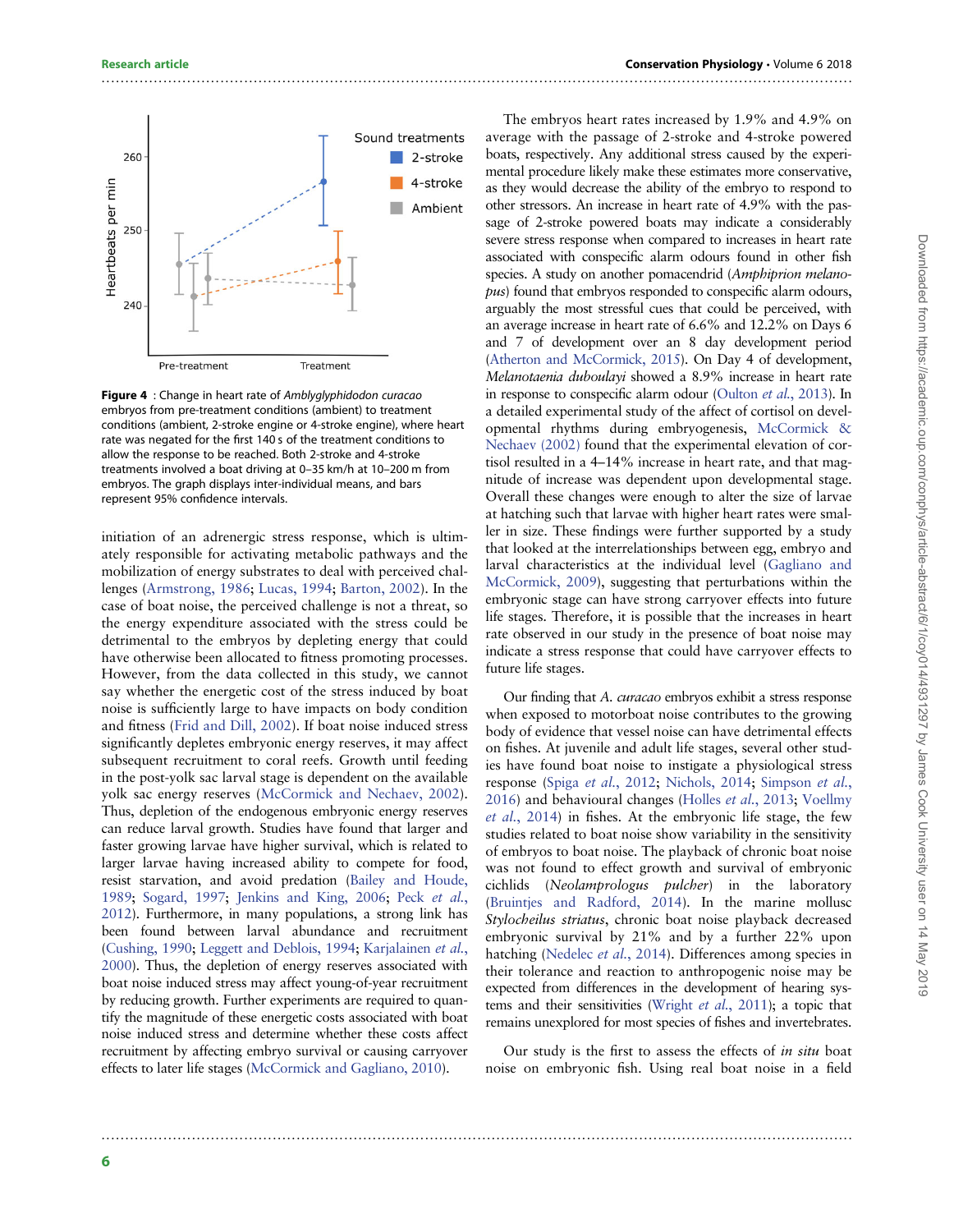**Figure 4** : Change in heart rate of *Amblyglyphidodon curacao* embryos from pre-treatment conditions (ambient) to treatment conditions (ambient, 2-stroke engine or 4-stroke engine), where heart rate was negated for the first 140 s of the treatment conditions to allow the response to be reached. Both 2-stroke and 4-stroke treatments involved a boat driving at 0–35 km/h at 10–200 m from embryos. The graph displays inter-individual means, and bars represent 95% confidence intervals.

initiation of an adrenergic stress response, which is ultimately responsible for activating metabolic pathways and the mobilization of energy substrates to deal with perceived challenges (Armstrong, 1986; Lucas, 1994; Barton, 2002). In the case of boat noise, the perceived challenge is not a threat, so the energy expenditure associated with the stress could be detrimental to the embryos by depleting energy that could have otherwise been allocated to fitness promoting processes. However, from the data collected in this study, we cannot say whether the energetic cost of the stress induced by boat noise is sufficiently large to have impacts on body condition and fitness (Frid and Dill, 2002). If boat noise induced stress significantly depletes embryonic energy reserves, it may affect subsequent recruitment to coral reefs. Growth until feeding in the post-yolk sac larval stage is dependent on the available yolk sac energy reserves (McCormick and Nechaev, 2002). Thus, depletion of the endogenous embryonic energy reserves can reduce larval growth. Studies have found that larger and faster growing larvae have higher survival, which is related to larger larvae having increased ability to compete for food, resist starvation, and avoid predation (Bailey and Houde, 1989; Sogard, 1997; Jenkins and King, 2006; Peck *et al.*, 2012). Furthermore, in many populations, a strong link has been found between larval abundance and recruitment (Cushing, 1990; Leggett and Deblois, 1994; Karjalainen *et al.*, 2000). Thus, the depletion of energy reserves associated with boat noise induced stress may affect young-of-year recruitment by reducing growth. Further experiments are required to quantify the magnitude of these energetic costs associated with boat noise induced stress and determine whether these costs affect recruitment by affecting embryo survival or causing carryover effects to later life stages (McCormick and Gagliano, 2010).

The embryos heart rates increased by 1.9% and 4.9% on average with the passage of 2-stroke and 4-stroke powered boats, respectively. Any additional stress caused by the experimental procedure likely make these estimates more conservative, as they would decrease the ability of the embryo to respond to other stressors. An increase in heart rate of 4.9% with the passage of 2-stroke powered boats may indicate a considerably severe stress response when compared to increases in heart rate associated with conspecific alarm odours found in other fish species. A study on another pomacendrid (*Amphiprion melanopus*) found that embryos responded to conspecific alarm odours, arguably the most stressful cues that could be perceived, with an average increase in heart rate of 6.6% and 12.2% on Days 6 and 7 of development over an 8 day development period (Atherton and McCormick, 2015). On Day 4 of development, *Melanotaenia duboulayi* showed a 8.9% increase in heart rate in response to conspecific alarm odour (Oulton *et al.*, 2013). In a detailed experimental study of the affect of cortisol on developmental rhythms during embryogenesis, McCormick & Nechaev (2002) found that the experimental elevation of cortisol resulted in a 4–14% increase in heart rate, and that magnitude of increase was dependent upon developmental stage. Overall these changes were enough to alter the size of larvae at hatching such that larvae with higher heart rates were smaller in size. These findings were further supported by a study that looked at the interrelationships between egg, embryo and larval characteristics at the individual level (Gagliano and McCormick, 2009), suggesting that perturbations within the embryonic stage can have strong carryover effects into future life stages. Therefore, it is possible that the increases in heart rate observed in our study in the presence of boat noise may indicate a stress response that could have carryover effects to future life stages.

Our finding that *A. curacao* embryos exhibit a stress response when exposed to motorboat noise contributes to the growing body of evidence that vessel noise can have detrimental effects on fishes. At juvenile and adult life stages, several other studies have found boat noise to instigate a physiological stress response (Spiga *et al.*, 2012; Nichols, 2014; Simpson *et al.*, 2016) and behavioural changes (Holles *et al.*, 2013; Voellmy *et al.*, 2014) in fishes. At the embryonic life stage, the few studies related to boat noise show variability in the sensitivity of embryos to boat noise. The playback of chronic boat noise was not found to effect growth and survival of embryonic cichlids (*Neolamprologus pulcher*) in the laboratory (Bruintjes and Radford, 2014). In the marine mollusc *Stylocheilus striatus*, chronic boat noise playback decreased embryonic survival by 21% and by a further 22% upon hatching (Nedelec *et al.*, 2014). Differences among species in their tolerance and reaction to anthropogenic noise may be expected from differences in the development of hearing systems and their sensitivities (Wright *et al.*, 2011); a topic that remains unexplored for most species of fishes and invertebrates.

Our study is the first to assess the effects of *in situ* boat noise on embryonic fish. Using real boat noise in a field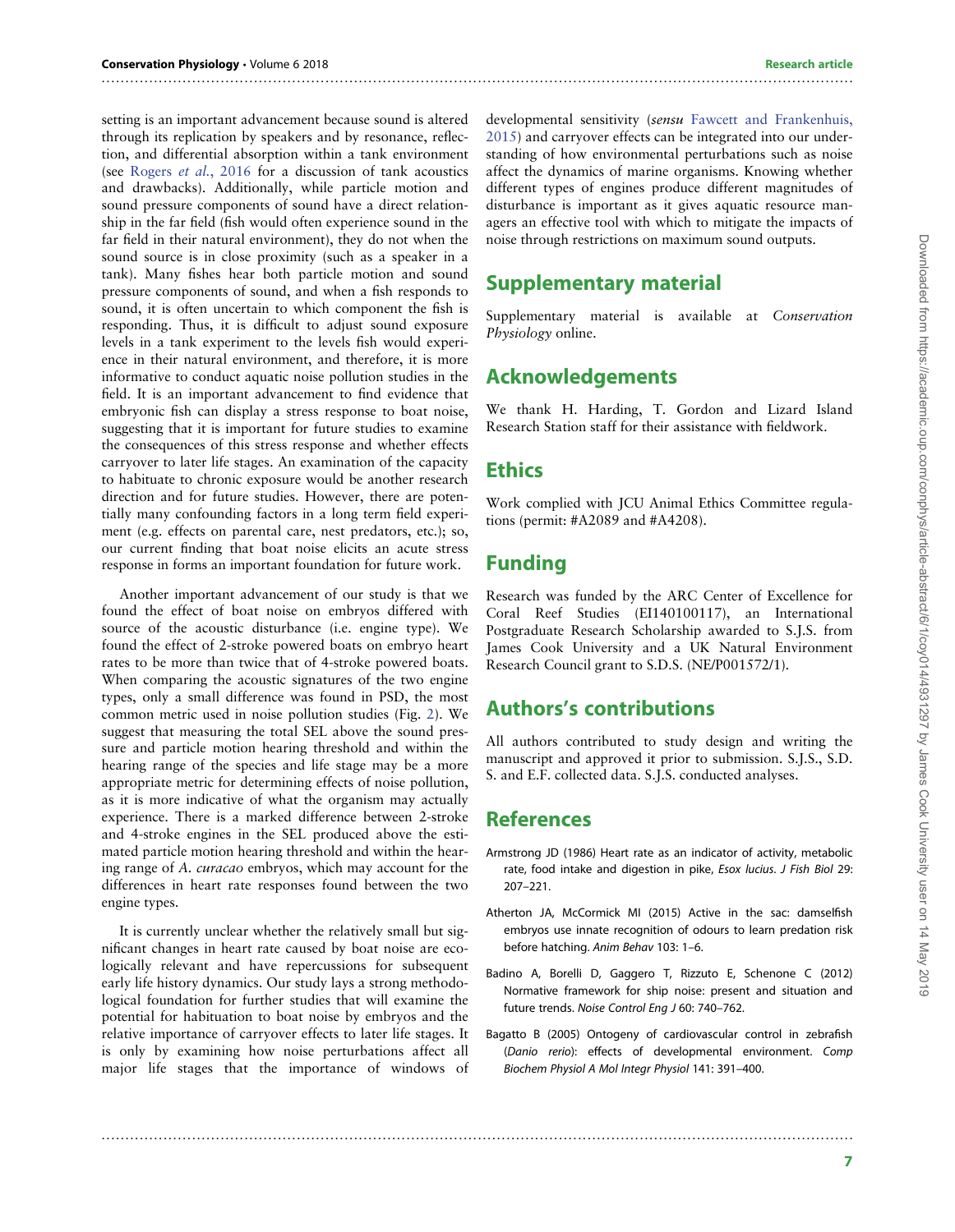setting is an important advancement because sound is altered through its replication by speakers and by resonance, reflection, and differential absorption within a tank environment (see Rogers *et al.*, 2016 for a discussion of tank acoustics and drawbacks). Additionally, while particle motion and sound pressure components of sound have a direct relationship in the far field (fish would often experience sound in the far field in their natural environment), they do not when the sound source is in close proximity (such as a speaker in a tank). Many fishes hear both particle motion and sound pressure components of sound, and when a fish responds to sound, it is often uncertain to which component the fish is responding. Thus, it is difficult to adjust sound exposure levels in a tank experiment to the levels fish would experience in their natural environment, and therefore, it is more informative to conduct aquatic noise pollution studies in the field. It is an important advancement to find evidence that embryonic fish can display a stress response to boat noise, suggesting that it is important for future studies to examine the consequences of this stress response and whether effects carryover to later life stages. An examination of the capacity to habituate to chronic exposure would be another research direction and for future studies. However, there are potentially many confounding factors in a long term field experiment (e.g. effects on parental care, nest predators, etc.); so, our current finding that boat noise elicits an acute stress response in forms an important foundation for future work.

Another important advancement of our study is that we found the effect of boat noise on embryos differed with source of the acoustic disturbance (i.e. engine type). We found the effect of 2-stroke powered boats on embryo heart rates to be more than twice that of 4-stroke powered boats. When comparing the acoustic signatures of the two engine types, only a small difference was found in PSD, the most common metric used in noise pollution studies (Fig. 2). We suggest that measuring the total SEL above the sound pressure and particle motion hearing threshold and within the hearing range of the species and life stage may be a more appropriate metric for determining effects of noise pollution, as it is more indicative of what the organism may actually experience. There is a marked difference between 2-stroke and 4-stroke engines in the SEL produced above the estimated particle motion hearing threshold and within the hearing range of *A. curacao* embryos, which may account for the differences in heart rate responses found between the two engine types.

It is currently unclear whether the relatively small but significant changes in heart rate caused by boat noise are ecologically relevant and have repercussions for subsequent early life history dynamics. Our study lays a strong methodological foundation for further studies that will examine the potential for habituation to boat noise by embryos and the relative importance of carryover effects to later life stages. It is only by examining how noise perturbations affect all major life stages that the importance of windows of developmental sensitivity (*sensu* Fawcett and Frankenhuis, 2015) and carryover effects can be integrated into our understanding of how environmental perturbations such as noise affect the dynamics of marine organisms. Knowing whether different types of engines produce different magnitudes of disturbance is important as it gives aquatic resource managers an effective tool with which to mitigate the impacts of noise through restrictions on maximum sound outputs.

## Supplementary material

Supplementary material is available at *Conservation Physiology* online.

## Acknowledgements

We thank H. Harding, T. Gordon and Lizard Island Research Station staff for their assistance with fieldwork.

## Ethics

Work complied with JCU Animal Ethics Committee regulations (permit: #A2089 and #A4208).

## Funding

Research was funded by the ARC Center of Excellence for Coral Reef Studies (EI140100117), an International Postgraduate Research Scholarship awarded to S.J.S. from James Cook University and a UK Natural Environment Research Council grant to S.D.S. (NE/P001572/1).

## Authors's contributions

All authors contributed to study design and writing the manuscript and approved it prior to submission. S.J.S., S.D. S. and E.F. collected data. S.J.S. conducted analyses.

## References

Armstrong JD (1986) Heart rate as an indicator of activity, metabolic rate, food intake and digestion in pike, *Esox lucius*. *J Fish Biol* 29: 207–221.

Atherton JA, McCormick MI (2015) Active in the sac: damselfish embryos use innate recognition of odours to learn predation risk before hatching. *Anim Behav* 103: 1–6.

Badino A, Borelli D, Gaggero T, Rizzuto E, Schenone C (2012) Normative framework for ship noise: present and situation and future trends. *Noise Control Eng J* 60: 740–762.

Bagatto B (2005) Ontogeny of cardiovascular control in zebrafish (*Danio rerio*): effects of developmental environment. *Comp Biochem Physiol A Mol Integr Physiol* 141: 391–400.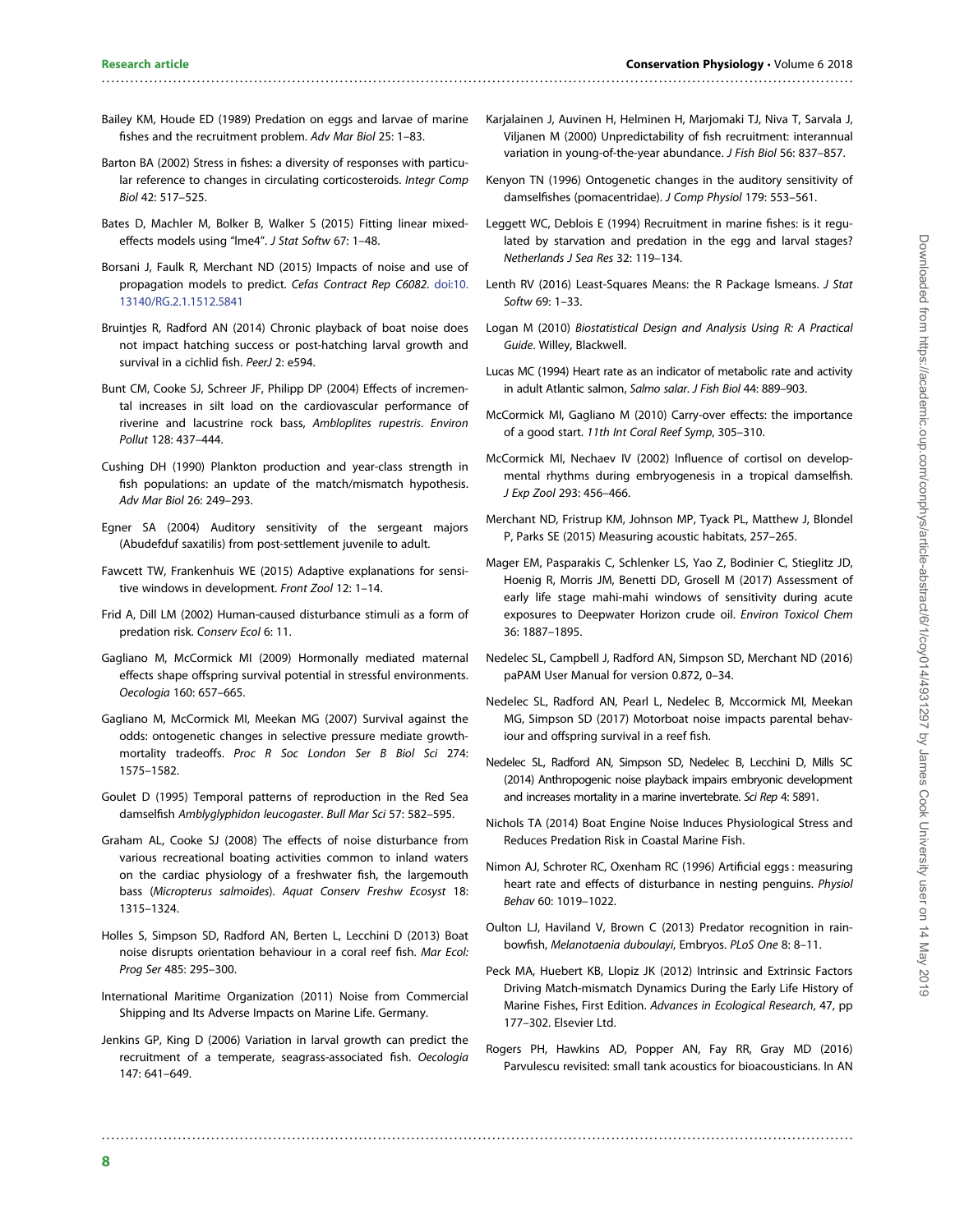Bailey KM, Houde ED (1989) Predation on eggs and larvae of marine fishes and the recruitment problem. *Adv Mar Biol* 25: 1–83.

Barton BA (2002) Stress in fishes: a diversity of responses with particular reference to changes in circulating corticosteroids. *Integr Comp Biol* 42: 517–525.

Bates D, Machler M, Bolker B, Walker S (2015) Fitting linear mixed-effects models using "lme4". *J Stat Softw* 67: 1–48.

Borsani J, Faulk R, Merchant ND (2015) Impacts of noise and use of propagation models to predict. *Cefas Contract Rep C6082*. doi:10.13140/RG.2.1.1512.5841

Bruintjes R, Radford AN (2014) Chronic playback of boat noise does not impact hatching success or post-hatching larval growth and survival in a cichlid fish. *PeerJ* 2: e594.

Bunt CM, Cooke SJ, Schreer JF, Philipp DP (2004) Effects of incremental increases in silt load on the cardiovascular performance of riverine and lacustrine rock bass, *Ambloplites rupestris*. *Environ Pollut* 128: 437–444.

Cushing DH (1990) Plankton production and year-class strength in fish populations: an update of the match/mismatch hypothesis. *Adv Mar Biol* 26: 249–293.

Egner SA (2004) Auditory sensitivity of the sergeant majors (Abudefduf saxatilis) from post-settlement juvenile to adult.

Fawcett TW, Frankenhuis WE (2015) Adaptive explanations for sensitive windows in development. *Front Zool* 12: 1–14.

Frid A, Dill LM (2002) Human-caused disturbance stimuli as a form of predation risk. *Conserv Ecol* 6: 11.

Gagliano M, McCormick MI (2009) Hormonally mediated maternal effects shape offspring survival potential in stressful environments. *Oecologia* 160: 657–665.

Gagliano M, McCormick MI, Meekan MG (2007) Survival against the odds: ontogenetic changes in selective pressure mediate growth-mortality tradeoffs. *Proc R Soc London Ser B Biol Sci* 274: 1575–1582.

Goulet D (1995) Temporal patterns of reproduction in the Red Sea damselfish *Amblyglyphidon leucogaster*. *Bull Mar Sci* 57: 582–595.

Graham AL, Cooke SJ (2008) The effects of noise disturbance from various recreational boating activities common to inland waters on the cardiac physiology of a freshwater fish, the largemouth bass (*Micropterus salmoides*). *Aquat Conserv Freshw Ecosyst* 18: 1315–1324.

Holles S, Simpson SD, Radford AN, Berten L, Lecchini D (2013) Boat noise disrupts orientation behaviour in a coral reef fish. *Mar Ecol: Prog Ser* 485: 295–300.

International Maritime Organization (2011) Noise from Commercial Shipping and Its Adverse Impacts on Marine Life. Germany.

Jenkins GP, King D (2006) Variation in larval growth can predict the recruitment of a temperate, seagrass-associated fish. *Oecologia* 147: 641–649.

Karjalainen J, Auvinen H, Helminen H, Marjomaki TJ, Niva T, Sarvala J, Viljanen M (2000) Unpredictability of fish recruitment: interannual variation in young-of-the-year abundance. *J Fish Biol* 56: 837–857.

Kenyon TN (1996) Ontogenetic changes in the auditory sensitivity of damselfishes (pomacentridae). *J Comp Physiol* 179: 553–561.

Leggett WC, Deblois E (1994) Recruitment in marine fishes: is it regulated by starvation and predation in the egg and larval stages? *Netherlands J Sea Res* 32: 119–134.

Lenth RV (2016) Least-Squares Means: the R Package lsmeans. *J Stat Softw* 69: 1–33.

Logan M (2010) *Biostatistical Design and Analysis Using R: A Practical Guide*. Willey, Blackwell.

Lucas MC (1994) Heart rate as an indicator of metabolic rate and activity in adult Atlantic salmon, *Salmo salar*. *J Fish Biol* 44: 889–903.

McCormick MI, Gagliano M (2010) Carry-over effects: the importance of a good start. *11th Int Coral Reef Symp*, 305–310.

McCormick MI, Nechaev IV (2002) Influence of cortisol on developmental rhythms during embryogenesis in a tropical damselfish. *J Exp Zool* 293: 456–466.

Merchant ND, Fristrup KM, Johnson MP, Tyack PL, Matthew J, Blondel P, Parks SE (2015) Measuring acoustic habitats, 257–265.

Mager EM, Pasparakis C, Schlenker LS, Yao Z, Bodinier C, Stieglitz JD, Hoenig R, Morris JM, Benetti DD, Grosell M (2017) Assessment of early life stage mahi-mahi windows of sensitivity during acute exposures to Deepwater Horizon crude oil. *Environ Toxicol Chem* 36: 1887–1895.

Nedelec SL, Campbell J, Radford AN, Simpson SD, Merchant ND (2016) paPAM User Manual for version 0.872, 0–34.

Nedelec SL, Radford AN, Pearl L, Nedelec B, Mccormick MI, Meekan MG, Simpson SD (2017) Motorboat noise impacts parental behaviour and offspring survival in a reef fish.

Nedelec SL, Radford AN, Simpson SD, Nedelec B, Lecchini D, Mills SC (2014) Anthropogenic noise playback impairs embryonic development and increases mortality in a marine invertebrate. *Sci Rep* 4: 5891.

Nichols TA (2014) Boat Engine Noise Induces Physiological Stress and Reduces Predation Risk in Coastal Marine Fish.

Nimon AJ, Schroter RC, Oxenham RC (1996) Artificial eggs : measuring heart rate and effects of disturbance in nesting penguins. *Physiol Behav* 60: 1019–1022.

Oulton LJ, Haviland V, Brown C (2013) Predator recognition in rainbowfish, *Melanotaenia duboulayi*, Embryos. *PLoS One* 8: 8–11.

Peck MA, Huebert KB, Llopiz JK (2012) Intrinsic and Extrinsic Factors Driving Match-mismatch Dynamics During the Early Life History of Marine Fishes, First Edition. *Advances in Ecological Research*, 47, pp 177–302. Elsevier Ltd.

Rogers PH, Hawkins AD, Popper AN, Fay RR, Gray MD (2016) Parvulescu revisited: small tank acoustics for bioacousticians. In AN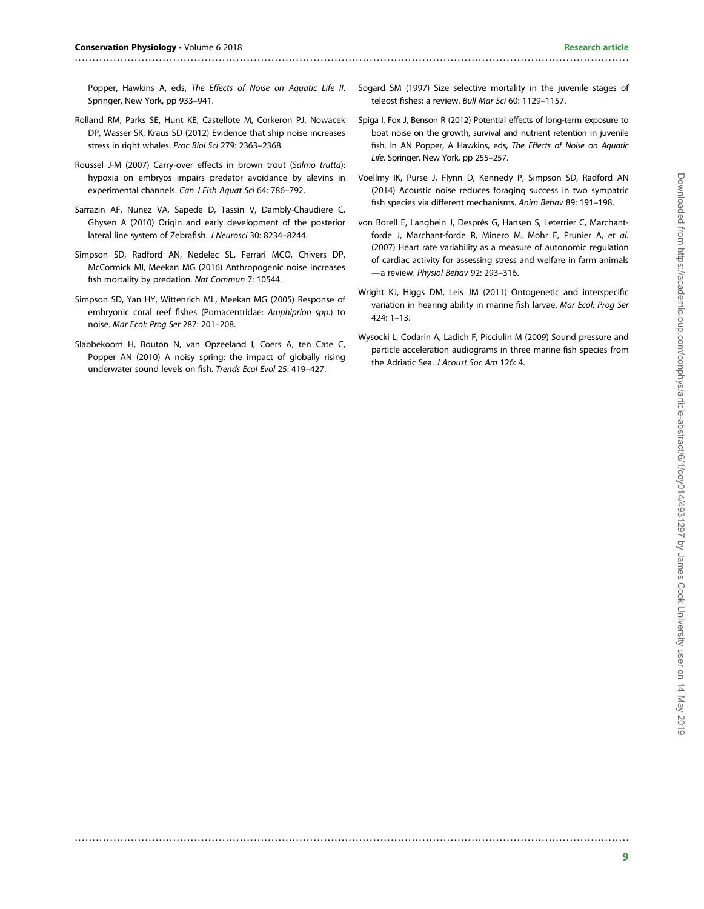Popper, Hawkins A, eds, *The Effects of Noise on Aquatic Life II*. Springer, New York, pp 933–941.

Rolland RM, Parks SE, Hunt KE, Castellote M, Corkeron PJ, Nowacek DP, Wasser SK, Kraus SD (2012) Evidence that ship noise increases stress in right whales. *Proc Biol Sci* 279: 2363–2368.

Roussel J-M (2007) Carry-over effects in brown trout (*Salmo trutta*): hypoxia on embryos impairs predator avoidance by alevins in experimental channels. *Can J Fish Aquat Sci* 64: 786–792.

Sarrazin AF, Nunez VA, Sapede D, Tassin V, Dambly-Chaudiere C, Ghysen A (2010) Origin and early development of the posterior lateral line system of Zebrafish. *J Neurosci* 30: 8234–8244.

Simpson SD, Radford AN, Nedelec SL, Ferrari MCO, Chivers DP, McCormick MI, Meekan MG (2016) Anthropogenic noise increases fish mortality by predation. *Nat Commun* 7: 10544.

Simpson SD, Yan HY, Wittenrich ML, Meekan MG (2005) Response of embryonic coral reef fishes (Pomacentridae: *Amphiprion spp.*) to noise. *Mar Ecol: Prog Ser* 287: 201–208.

Slabbekoorn H, Bouton N, van Opzeeland I, Coers A, ten Cate C, Popper AN (2010) A noisy spring: the impact of globally rising underwater sound levels on fish. *Trends Ecol Evol* 25: 419–427.

Sogard SM (1997) Size selective mortality in the juvenile stages of teleost fishes: a review. *Bull Mar Sci* 60: 1129–1157.

Spiga I, Fox J, Benson R (2012) Potential effects of long-term exposure to boat noise on the growth, survival and nutrient retention in juvenile fish. In AN Popper, A Hawkins, eds, *The Effects of Noise on Aquatic Life*. Springer, New York, pp 255–257.

Voellmy IK, Purse J, Flynn D, Kennedy P, Simpson SD, Radford AN (2014) Acoustic noise reduces foraging success in two sympatric fish species via different mechanisms. *Anim Behav* 89: 191–198.

von Borell E, Langbein J, Després G, Hansen S, Leterrier C, Marchant-forde J, Marchant-forde R, Minero M, Mohr E, Prunier A, *et al.* (2007) Heart rate variability as a measure of autonomic regulation of cardiac activity for assessing stress and welfare in farm animals—a review. *Physiol Behav* 92: 293–316.

Wright KJ, Higgs DM, Leis JM (2011) Ontogenetic and interspecific variation in hearing ability in marine fish larvae. *Mar Ecol: Prog Ser* 424: 1–13.

Wysocki L, Codarin A, Ladich F, Picciulin M (2009) Sound pressure and particle acceleration audiograms in three marine fish species from the Adriatic Sea. *J Acoust Soc Am* 126: 4.